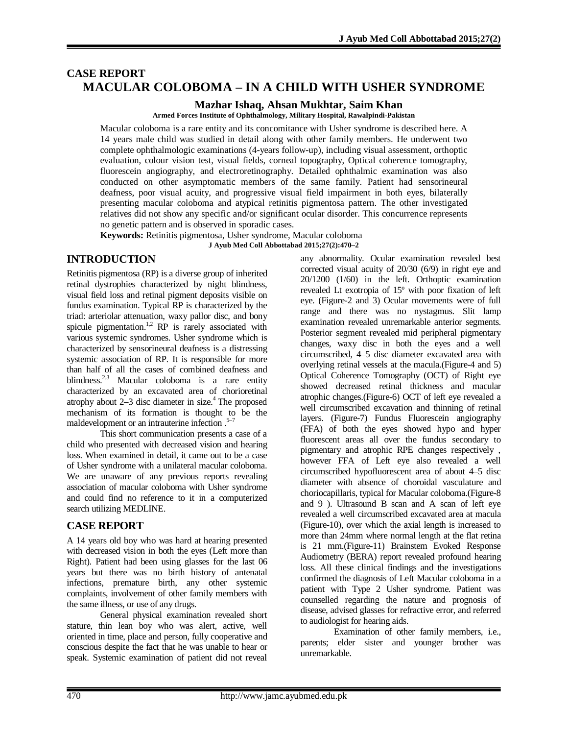## CASE REPORT

# MACULAR COLOBOMA – IN A CHILD WITH USHER SYNDROME

**Mazhar Ishaq, Ahsan Mukhtar, Saim Khan**

**Armed Forces Institute of Ophthalmology, Military Hospital, Rawalpindi-Pakistan**

Macular coloboma is a rare entity and its concomitance with Usher syndrome is described here. A 14 years male child was studied in detail along with other family members. He underwent two complete ophthalmologic examinations (4-years follow-up), including visual assessment, orthoptic evaluation, colour vision test, visual fields, corneal topography, Optical coherence tomography, fluorescein angiography, and electroretinography. Detailed ophthalmic examination was also conducted on other asymptomatic members of the same family. Patient had sensorineural deafness, poor visual acuity, and progressive visual field impairment in both eyes, bilaterally presenting macular coloboma and atypical retinitis pigmentosa pattern. The other investigated relatives did not show any specific and/or significant ocular disorder. This concurrence represents no genetic pattern and is observed in sporadic cases.

**Keywords:** Retinitis pigmentosa, Usher syndrome, Macular coloboma

**J Ayub Med Coll Abbottabad 2015;27(2):470–2**

## INTRODUCTION

Retinitis pigmentosa (RP) is a diverse group of inherited retinal dystrophies characterized by night blindness, visual field loss and retinal pigment deposits visible on fundus examination. Typical RP is characterized by the triad: arteriolar attenuation, waxy pallor disc, and bony spicule pigmentation.[1,2] RP is rarely associated with various systemic syndromes. Usher syndrome which is characterized by sensorineural deafness is a distressing systemic association of RP. It is responsible for more than half of all the cases of combined deafness and blindness.[2,3] Macular coloboma is a rare entity characterized by an excavated area of chorioretinal atrophy about 2–3 disc diameter in size.[4] The proposed mechanism of its formation is thought to be the maldevelopment or an intrauterine infection .[5–7]

This short communication presents a case of a child who presented with decreased vision and hearing loss. When examined in detail, it came out to be a case of Usher syndrome with a unilateral macular coloboma. We are unaware of any previous reports revealing association of macular coloboma with Usher syndrome and could find no reference to it in a computerized search utilizing MEDLINE.

## CASE REPORT

A 14 years old boy who was hard at hearing presented with decreased vision in both the eyes (Left more than Right). Patient had been using glasses for the last 06 years but there was no birth history of antenatal infections, premature birth, any other systemic complaints, involvement of other family members with the same illness, or use of any drugs.

General physical examination revealed short stature, thin lean boy who was alert, active, well oriented in time, place and person, fully cooperative and conscious despite the fact that he was unable to hear or speak. Systemic examination of patient did not reveal any abnormality. Ocular examination revealed best corrected visual acuity of 20/30 (6/9) in right eye and 20/1200 (1/60) in the left. Orthoptic examination revealed Lt exotropia of 15º with poor fixation of left eye. (Figure-2 and 3) Ocular movements were of full range and there was no nystagmus. Slit lamp examination revealed unremarkable anterior segments. Posterior segment revealed mid peripheral pigmentary changes, waxy disc in both the eyes and a well circumscribed, 4–5 disc diameter excavated area with overlying retinal vessels at the macula.(Figure-4 and 5) Optical Coherence Tomography (OCT) of Right eye showed decreased retinal thickness and macular atrophic changes.(Figure-6) OCT of left eye revealed a well circumscribed excavation and thinning of retinal layers. (Figure-7) Fundus Fluorescein angiography (FFA) of both the eyes showed hypo and hyper fluorescent areas all over the fundus secondary to pigmentary and atrophic RPE changes respectively , however FFA of Left eye also revealed a well circumscribed hypofluorescent area of about 4–5 disc diameter with absence of choroidal vasculature and choriocapillaris, typical for Macular coloboma.(Figure-8 and 9 ). Ultrasound B scan and A scan of left eye revealed a well circumscribed excavated area at macula (Figure-10), over which the axial length is increased to more than 24mm where normal length at the flat retina is 21 mm.(Figure-11) Brainstem Evoked Response Audiometry (BERA) report revealed profound hearing loss. All these clinical findings and the investigations confirmed the diagnosis of Left Macular coloboma in a patient with Type 2 Usher syndrome. Patient was counselled regarding the nature and prognosis of disease, advised glasses for refractive error, and referred to audiologist for hearing aids.

Examination of other family members, i.e., parents; elder sister and younger brother was unremarkable.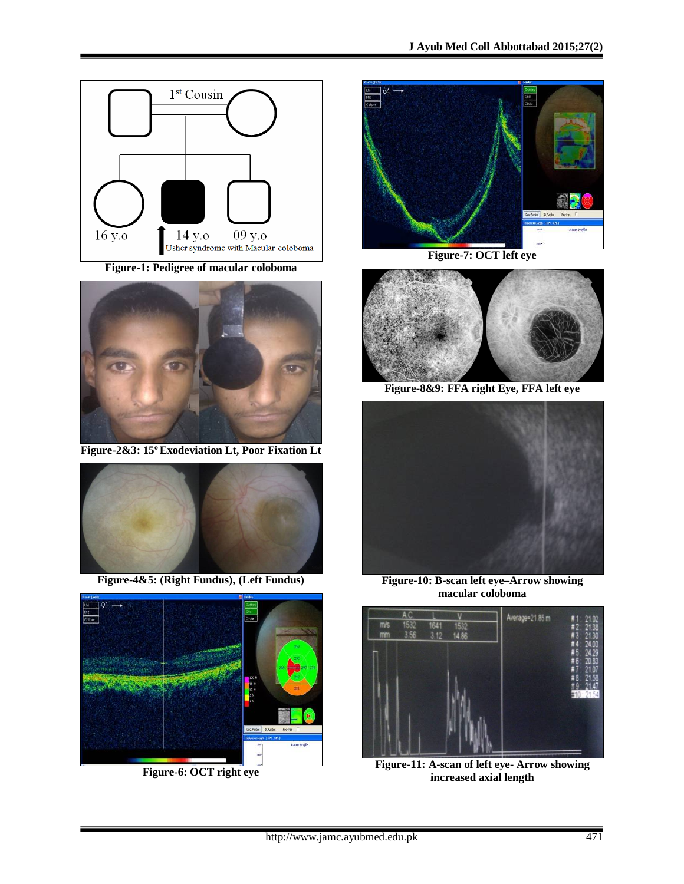Figure-1: Pedigree of macular coloboma

Figure-2&3: 15º Exodeviation Lt, Poor Fixation Lt

Figure-4&5: (Right Fundus), (Left Fundus)

Figure-6: OCT right eye

Figure-7: OCT left eye

Figure-8&9: FFA right Eye, FFA left eye

Figure-10: B-scan left eye–Arrow showing macular coloboma

Figure-11: A-scan of left eye- Arrow showing increased axial length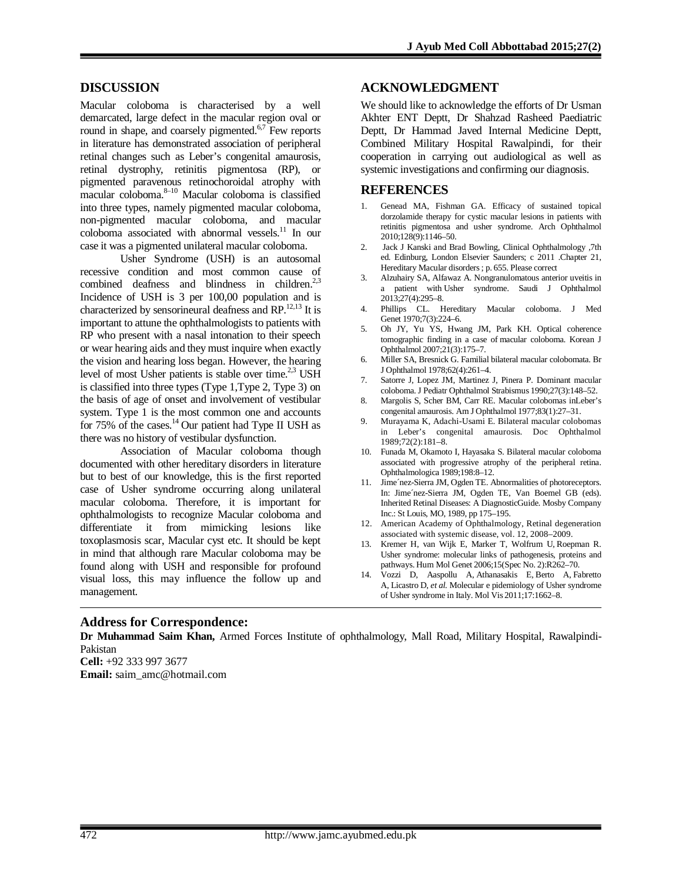## DISCUSSION

Macular coloboma is characterised by a well demarcated, large defect in the macular region oval or round in shape, and coarsely pigmented.[6,7] Few reports in literature has demonstrated association of peripheral retinal changes such as Leber's congenital amaurosis, retinal dystrophy, retinitis pigmentosa (RP), or pigmented paravenous retinochoroidal atrophy with macular coloboma.[8–10] Macular coloboma is classified into three types, namely pigmented macular coloboma, non-pigmented macular coloboma, and macular coloboma associated with abnormal vessels.[11] In our case it was a pigmented unilateral macular coloboma.

Usher Syndrome (USH) is an autosomal recessive condition and most common cause of combined deafness and blindness in children.[2,3] Incidence of USH is 3 per 100,00 population and is characterized by sensorineural deafness and RP.[12,13] It is important to attune the ophthalmologists to patients with RP who present with a nasal intonation to their speech or wear hearing aids and they must inquire when exactly the vision and hearing loss began. However, the hearing level of most Usher patients is stable over time.[2,3] USH is classified into three types (Type 1,Type 2, Type 3) on the basis of age of onset and involvement of vestibular system. Type 1 is the most common one and accounts for 75% of the cases.[14] Our patient had Type II USH as there was no history of vestibular dysfunction.

Association of Macular coloboma though documented with other hereditary disorders in literature but to best of our knowledge, this is the first reported case of Usher syndrome occurring along unilateral macular coloboma. Therefore, it is important for ophthalmologists to recognize Macular coloboma and differentiate it from mimicking lesions like toxoplasmosis scar, Macular cyst etc. It should be kept in mind that although rare Macular coloboma may be found along with USH and responsible for profound visual loss, this may influence the follow up and management.

## ACKNOWLEDGMENT

We should like to acknowledge the efforts of Dr Usman Akhter ENT Deptt, Dr Shahzad Rasheed Paediatric Deptt, Dr Hammad Javed Internal Medicine Deptt, Combined Military Hospital Rawalpindi, for their cooperation in carrying out audiological as well as systemic investigations and confirming our diagnosis.

## REFERENCES

1. Genead MA, Fishman GA. Efficacy of sustained topical dorzolamide therapy for cystic macular lesions in patients with retinitis pigmentosa and usher syndrome. Arch Ophthalmol 2010;128(9):1146–50.
2. Jack J Kanski and Brad Bowling, Clinical Ophthalmology ,7th ed. Edinburg, London Elsevier Saunders; c 2011 .Chapter 21, Hereditary Macular disorders ; p. 655. Please correct
3. Alzuhairy SA, Alfawaz A. Nongranulomatous anterior uveitis in a patient with Usher syndrome. Saudi J Ophthalmol 2013;27(4):295–8.
4. Phillips CL. Hereditary Macular coloboma. J Med Genet 1970;7(3):224–6.
5. Oh JY, Yu YS, Hwang JM, Park KH. Optical coherence tomographic finding in a case of macular coloboma. Korean J Ophthalmol 2007;21(3):175–7.
6. Miller SA, Bresnick G. Familial bilateral macular colobomata. Br J Ophthalmol 1978;62(4):261–4.
7. Satorre J, Lopez JM, Martinez J, Pinera P. Dominant macular coloboma. J Pediatr Ophthalmol Strabismus 1990;27(3):148–52.
8. Margolis S, Scher BM, Carr RE. Macular colobomas inLeber's congenital amaurosis. Am J Ophthalmol 1977;83(1):27–31.
9. Murayama K, Adachi-Usami E. Bilateral macular colobomas in Leber's congenital amaurosis. Doc Ophthalmol 1989;72(2):181–8.
10. Funada M, Okamoto I, Hayasaka S. Bilateral macular coloboma associated with progressive atrophy of the peripheral retina. Ophthalmologica 1989;198:8–12.
11. Jime´nez-Sierra JM, Ogden TE. Abnormalities of photoreceptors. In: Jime´nez-Sierra JM, Ogden TE, Van Boemel GB (eds). Inherited Retinal Diseases: A DiagnosticGuide. Mosby Company Inc.: St Louis, MO, 1989, pp 175–195.
12. American Academy of Ophthalmology, Retinal degeneration associated with systemic disease, vol. 12, 2008–2009.
13. Kremer H, van Wijk E, Marker T, Wolfrum U, Roepman R. Usher syndrome: molecular links of pathogenesis, proteins and pathways. Hum Mol Genet 2006;15(Spec No. 2):R262–70.
14. Vozzi D, Aaspollu A, Athanasakis E, Berto A, Fabretto A, Licastro D, *et al.* Molecular e pidemiology of Usher syndrome of Usher syndrome in Italy. Mol Vis 2011;17:1662–8.

---

### Address for Correspondence:

**Dr Muhammad Saim Khan,** Armed Forces Institute of ophthalmology, Mall Road, Military Hospital, Rawalpindi-Pakistan
**Cell:** +92 333 997 3677
**Email:** saim_amc@hotmail.com